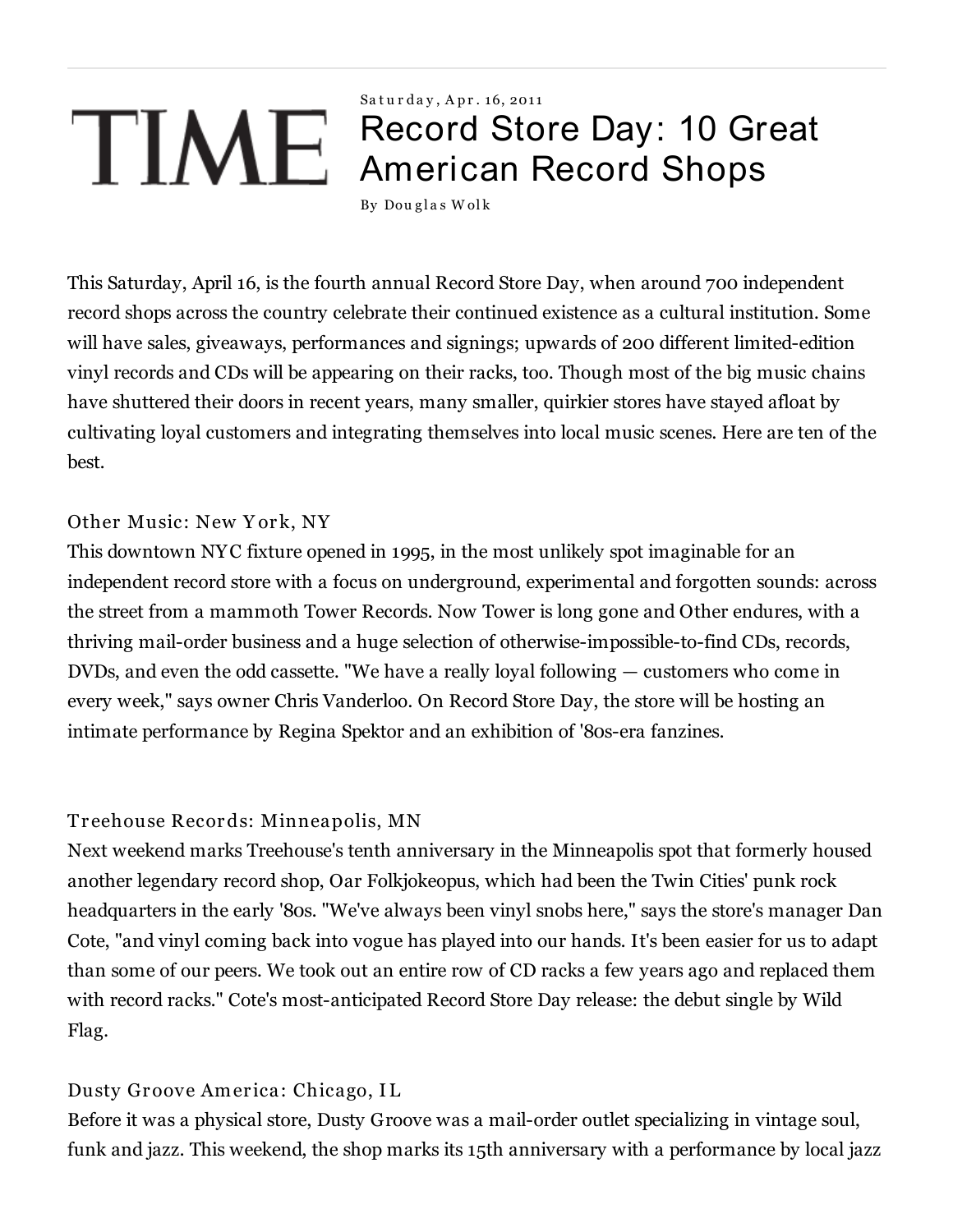Saturday, Apr. 16, 2011

# Record Store Day: 10 Great American Record Shops

By Douglas Wolk

This Saturday, April 16, is the fourth annual Record Store Day, when around 700 independent record shops across the country celebrate their continued existence as a cultural institution. Some will have sales, giveaways, performances and signings; upwards of 200 different limited-edition vinyl records and CDs will be appearing on their racks, too. Though most of the big music chains have shuttered their doors in recent years, many smaller, quirkier stores have stayed afloat by cultivating loyal customers and integrating themselves into local music scenes. Here are ten of the best.

## Other Music: New York, NY

This downtown NYC fixture opened in 1995, in the most unlikely spot imaginable for an independent record store with a focus on underground, experimental and forgotten sounds: across the street from a mammoth Tower Records. Now Tower is long gone and Other endures, with a thriving mail-order business and a huge selection of otherwise-impossible-to-find CDs, records, DVDs, and even the odd cassette. "We have a really loyal following — customers who come in every week," says owner Chris Vanderloo. On Record Store Day, the store will be hosting an intimate performance by Regina Spektor and an exhibition of '80s-era fanzines.

## Treehouse Records: Minneapolis, MN

Next weekend marks Treehouse's tenth anniversary in the Minneapolis spot that formerly housed another legendary record shop, Oar Folkjokeopus, which had been the Twin Cities' punk rock headquarters in the early '80s. "We've always been vinyl snobs here," says the store's manager Dan Cote, "and vinyl coming back into vogue has played into our hands. It's been easier for us to adapt than some of our peers. We took out an entire row of CD racks a few years ago and replaced them with record racks." Cote's most-anticipated Record Store Day release: the debut single by Wild Flag.

## Dusty Groove America: Chicago, IL

Before it was a physical store, Dusty Groove was a mail-order outlet specializing in vintage soul, funk and jazz. This weekend, the shop marks its 15th anniversary with a performance by local jazz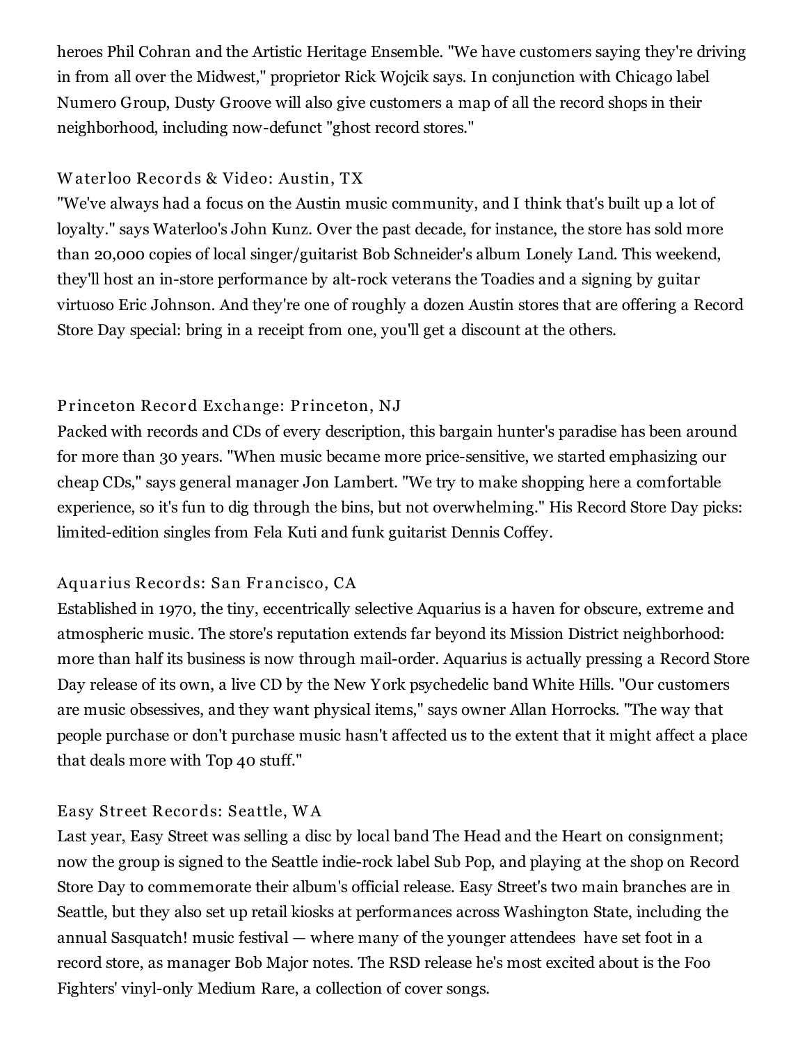heroes Phil Cohran and the Artistic Heritage Ensemble. "We have customers saying they're driving in from all over the Midwest," proprietor Rick Wojcik says. In conjunction with Chicago label Numero Group, Dusty Groove will also give customers a map of all the record shops in their neighborhood, including now-defunct "ghost record stores."

### Waterloo Records & Video: Austin, TX

"We've always had a focus on the Austin music community, and I think that's built up a lot of loyalty." says Waterloo's John Kunz. Over the past decade, for instance, the store has sold more than 20,000 copies of local singer/guitarist Bob Schneider's album Lonely Land. This weekend, they'll host an in-store performance by alt-rock veterans the Toadies and a signing by guitar virtuoso Eric Johnson. And they're one of roughly a dozen Austin stores that are offering a Record Store Day special: bring in a receipt from one, you'll get a discount at the others.

### Princeton Record Exchange: Princeton, NJ

Packed with records and CDs of every description, this bargain hunter's paradise has been around for more than 30 years. "When music became more price-sensitive, we started emphasizing our cheap CDs," says general manager Jon Lambert. "We try to make shopping here a comfortable experience, so it's fun to dig through the bins, but not overwhelming." His Record Store Day picks: limited-edition singles from Fela Kuti and funk guitarist Dennis Coffey.

### Aquarius Records: San Francisco, CA

Established in 1970, the tiny, eccentrically selective Aquarius is a haven for obscure, extreme and atmospheric music. The store's reputation extends far beyond its Mission District neighborhood: more than half its business is now through mail-order. Aquarius is actually pressing a Record Store Day release of its own, a live CD by the New York psychedelic band White Hills. "Our customers are music obsessives, and they want physical items," says owner Allan Horrocks. "The way that people purchase or don't purchase music hasn't affected us to the extent that it might affect a place that deals more with Top 40 stuff."

### Easy Street Records: Seattle, WA

Last year, Easy Street was selling a disc by local band The Head and the Heart on consignment; now the group is signed to the Seattle indie-rock label Sub Pop, and playing at the shop on Record Store Day to commemorate their album's official release. Easy Street's two main branches are in Seattle, but they also set up retail kiosks at performances across Washington State, including the annual Sasquatch! music festival — where many of the younger attendees have set foot in a record store, as manager Bob Major notes. The RSD release he's most excited about is the Foo Fighters' vinyl-only Medium Rare, a collection of cover songs.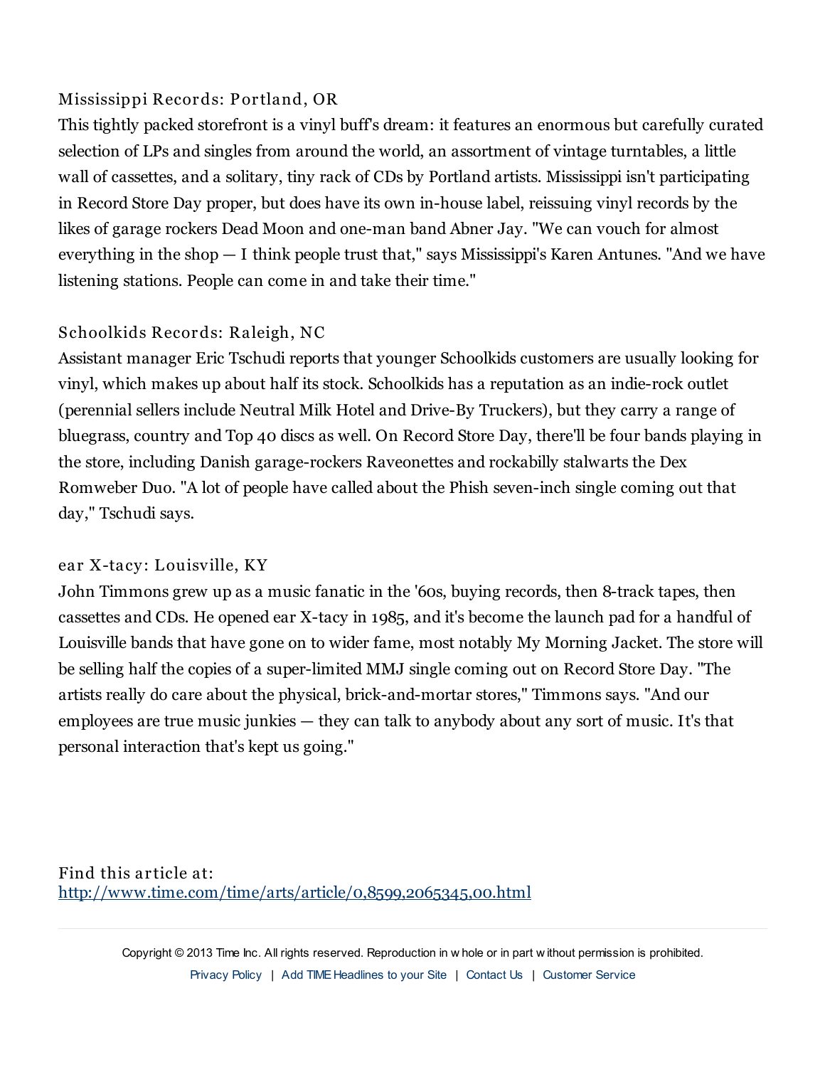### Mississippi Records: Portland, OR

This tightly packed storefront is a vinyl buff's dream: it features an enormous but carefully curated selection of LPs and singles from around the world, an assortment of vintage turntables, a little wall of cassettes, and a solitary, tiny rack of CDs by Portland artists. Mississippi isn't participating in Record Store Day proper, but does have its own in-house label, reissuing vinyl records by the likes of garage rockers Dead Moon and one-man band Abner Jay. "We can vouch for almost everything in the shop — I think people trust that," says Mississippi's Karen Antunes. "And we have listening stations. People can come in and take their time."

### Schoolkids Records: Raleigh, NC

Assistant manager Eric Tschudi reports that younger Schoolkids customers are usually looking for vinyl, which makes up about half its stock. Schoolkids has a reputation as an indie-rock outlet (perennial sellers include Neutral Milk Hotel and Drive-By Truckers), but they carry a range of bluegrass, country and Top 40 discs as well. On Record Store Day, there'll be four bands playing in the store, including Danish garage-rockers Raveonettes and rockabilly stalwarts the Dex Romweber Duo. "A lot of people have called about the Phish seven-inch single coming out that day," Tschudi says.

### ear X-tacy: Louisville, KY

John Timmons grew up as a music fanatic in the '60s, buying records, then 8-track tapes, then cassettes and CDs. He opened ear X-tacy in 1985, and it's become the launch pad for a handful of Louisville bands that have gone on to wider fame, most notably My Morning Jacket. The store will be selling half the copies of a super-limited MMJ single coming out on Record Store Day. "The artists really do care about the physical, brick-and-mortar stores," Timmons says. "And our employees are true music junkies — they can talk to anybody about any sort of music. It's that personal interaction that's kept us going."

Find this article at:
http://www.time.com/time/arts/article/0,8599,2065345,00.html

Copyright © 2013 Time Inc. All rights reserved. Reproduction in whole or in part without permission is prohibited.

Privacy Policy | Add TIME Headlines to your Site | Contact Us | Customer Service